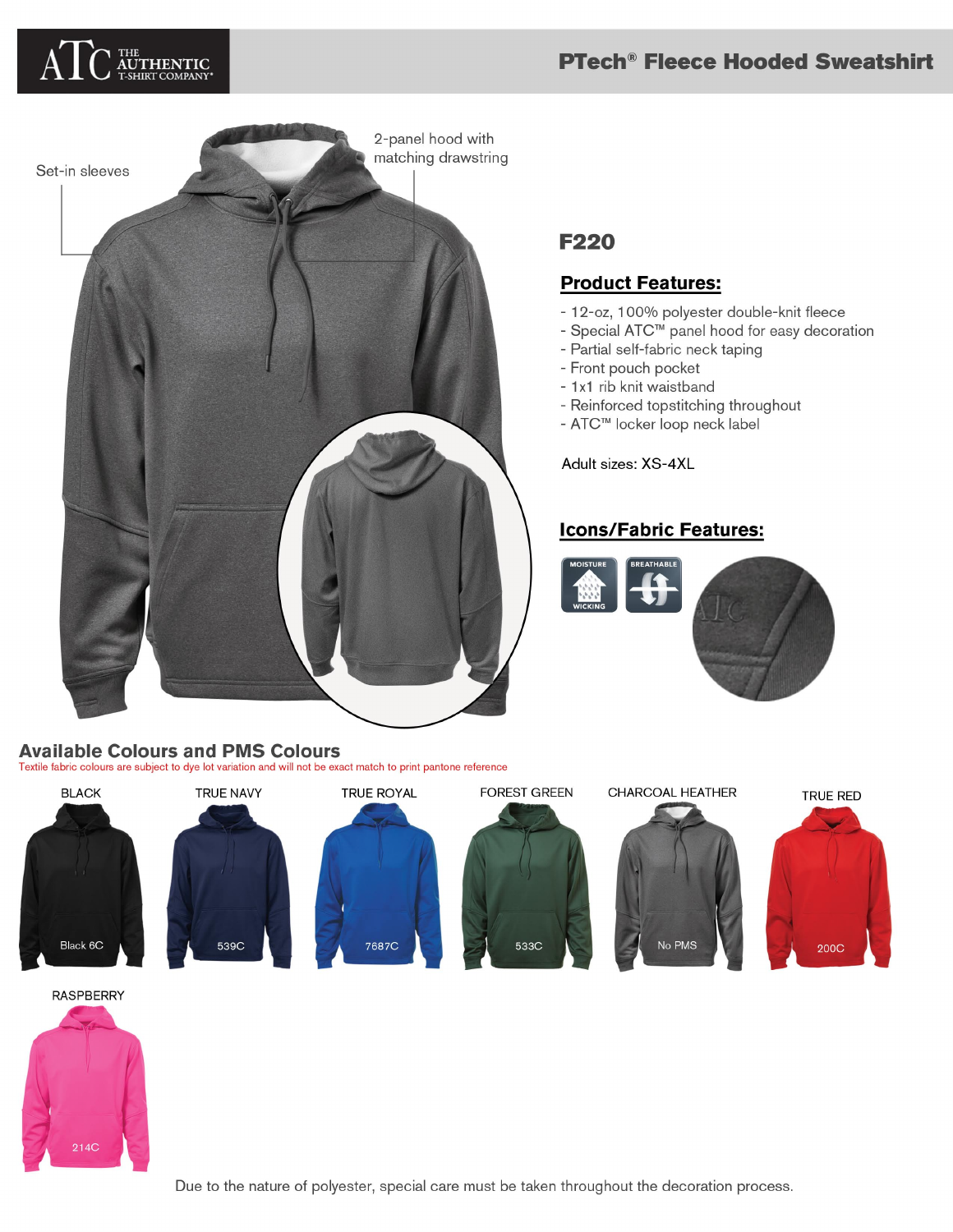ATC THE AUTHENTIC T-SHIRT COMPANY®

# PTech® Fleece Hooded Sweatshirt

Set-in sleeves

2-panel hood with matching drawstring

## F220

### Product Features:

- 12-oz, 100% polyester double-knit fleece
- Special ATC™ panel hood for easy decoration
- Partial self-fabric neck taping
- Front pouch pocket
- 1x1 rib knit waistband
- Reinforced topstitching throughout
- ATC™ locker loop neck label

Adult sizes: XS-4XL

### Icons/Fabric Features:

MOISTURE WICKING

BREATHABLE

## Available Colours and PMS Colours

Textile fabric colours are subject to dye lot variation and will not be exact match to print pantone reference

| Colour | PMS |
| --- | --- |
| BLACK | Black 6C |
| TRUE NAVY | 539C |
| TRUE ROYAL | 7687C |
| FOREST GREEN | 533C |
| CHARCOAL HEATHER | No PMS |
| TRUE RED | 200C |
| RASPBERRY | 214C |

Due to the nature of polyester, special care must be taken throughout the decoration process.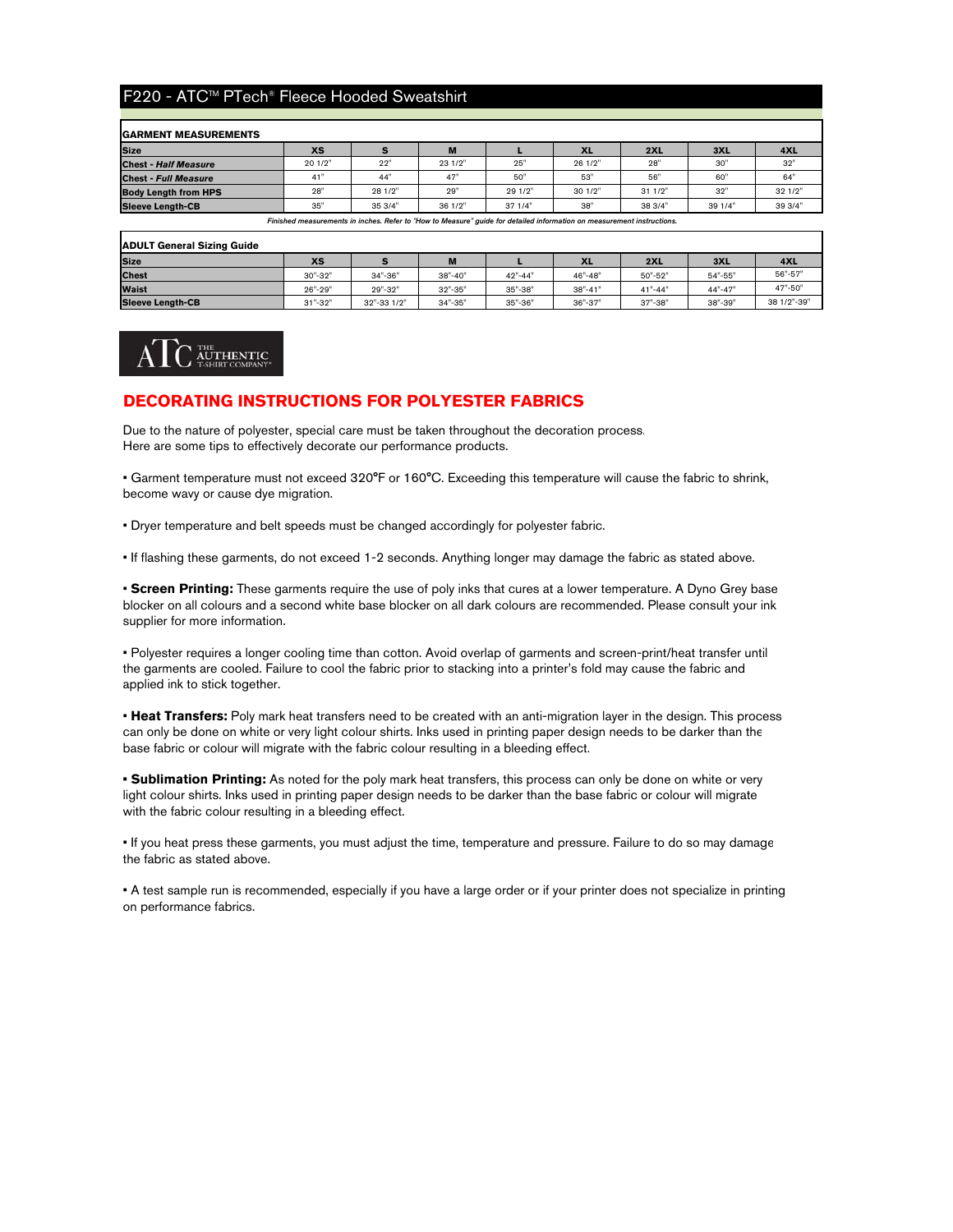# F220 - ATC™ PTech® Fleece Hooded Sweatshirt

**GARMENT MEASUREMENTS**

| Size | XS | S | M | L | XL | 2XL | 3XL | 4XL |
|---|---|---|---|---|---|---|---|---|
| Chest - *Half Measure* | 20 1/2" | 22" | 23 1/2" | 25" | 26 1/2" | 28" | 30" | 32" |
| Chest - *Full Measure* | 41" | 44" | 47" | 50" | 53" | 56" | 60" | 64" |
| Body Length from HPS | 28" | 28 1/2" | 29" | 29 1/2" | 30 1/2" | 31 1/2" | 32" | 32 1/2" |
| Sleeve Length-CB | 35" | 35 3/4" | 36 1/2" | 37 1/4" | 38" | 38 3/4" | 39 1/4" | 39 3/4" |

*Finished measurements in inches. Refer to "How to Measure" guide for detailed information on measurement instructions.*

**ADULT General Sizing Guide**

| Size | XS | S | M | L | XL | 2XL | 3XL | 4XL |
|---|---|---|---|---|---|---|---|---|
| Chest | 30"-32" | 34"-36" | 38"-40" | 42"-44" | 46"-48" | 50"-52" | 54"-55" | 56"-57" |
| Waist | 26"-29" | 29"-32" | 32"-35" | 35"-38" | 38"-41" | 41"-44" | 44"-47" | 47"-50" |
| Sleeve Length-CB | 31"-32" | 32"-33 1/2" | 34"-35" | 35"-36" | 36"-37" | 37"-38" | 38"-39" | 38 1/2"-39" |

ATC THE AUTHENTIC T-SHIRT COMPANY®

## DECORATING INSTRUCTIONS FOR POLYESTER FABRICS

Due to the nature of polyester, special care must be taken throughout the decoration process. Here are some tips to effectively decorate our performance products.

▪ Garment temperature must not exceed 320°F or 160°C. Exceeding this temperature will cause the fabric to shrink, become wavy or cause dye migration.

▪ Dryer temperature and belt speeds must be changed accordingly for polyester fabric.

▪ If flashing these garments, do not exceed 1-2 seconds. Anything longer may damage the fabric as stated above.

▪ **Screen Printing:** These garments require the use of poly inks that cures at a lower temperature. A Dyno Grey base blocker on all colours and a second white base blocker on all dark colours are recommended. Please consult your ink supplier for more information.

▪ Polyester requires a longer cooling time than cotton. Avoid overlap of garments and screen-print/heat transfer until the garments are cooled. Failure to cool the fabric prior to stacking into a printer's fold may cause the fabric and applied ink to stick together.

▪ **Heat Transfers:** Poly mark heat transfers need to be created with an anti-migration layer in the design. This process can only be done on white or very light colour shirts. Inks used in printing paper design needs to be darker than the base fabric or colour will migrate with the fabric colour resulting in a bleeding effect.

▪ **Sublimation Printing:** As noted for the poly mark heat transfers, this process can only be done on white or very light colour shirts. Inks used in printing paper design needs to be darker than the base fabric or colour will migrate with the fabric colour resulting in a bleeding effect.

▪ If you heat press these garments, you must adjust the time, temperature and pressure. Failure to do so may damage the fabric as stated above.

▪ A test sample run is recommended, especially if you have a large order or if your printer does not specialize in printing on performance fabrics.